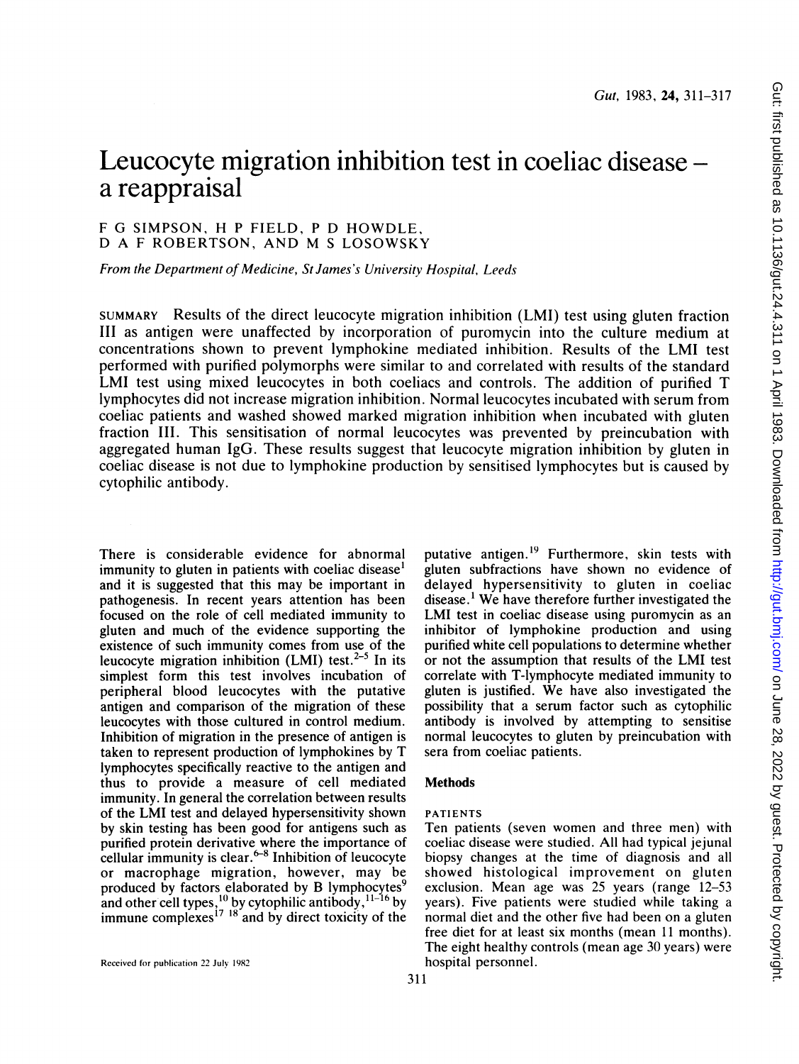# Leucocyte migration inhibition test in coeliac disease – a reappraisal

F G SIMPSON, H P FIELD, P D HOWDLE, D A F ROBERTSON, AND M S LOSOWSKY

*From the Department of Medicine, St James's University Hospital, Leeds*

SUMMARY Results of the direct leucocyte migration inhibition (LMI) test using gluten fraction III as antigen were unaffected by incorporation of puromycin into the culture medium at concentrations shown to prevent lymphokine mediated inhibition. Results of the LMI test performed with purified polymorphs were similar to and correlated with results of the standard LMI test using mixed leucocytes in both coeliacs and controls. The addition of purified T lymphocytes did not increase migration inhibition. Normal leucocytes incubated with serum from coeliac patients and washed showed marked migration inhibition when incubated with gluten fraction III. This sensitisation of normal leucocytes was prevented by preincubation with aggregated human IgG. These results suggest that leucocyte migration inhibition by gluten in coeliac disease is not due to lymphokine production by sensitised lymphocytes but is caused by cytophilic antibody.

There is considerable evidence for abnormal immunity to gluten in patients with coeliac disease[1] and it is suggested that this may be important in pathogenesis. In recent years attention has been focused on the role of cell mediated immunity to gluten and much of the evidence supporting the existence of such immunity comes from use of the leucocyte migration inhibition (LMI) test.[2–5] In its simplest form this test involves incubation of peripheral blood leucocytes with the putative antigen and comparison of the migration of these leucocytes with those cultured in control medium. Inhibition of migration in the presence of antigen is taken to represent production of lymphokines by T lymphocytes specifically reactive to the antigen and thus to provide a measure of cell mediated immunity. In general the correlation between results of the LMI test and delayed hypersensitivity shown by skin testing has been good for antigens such as purified protein derivative where the importance of cellular immunity is clear.[6–8] Inhibition of leucocyte or macrophage migration, however, may be produced by factors elaborated by B lymphocytes[9] and other cell types,[10] by cytophilic antibody,[11–16] by immune complexes[17 18] and by direct toxicity of the putative antigen.[19] Furthermore, skin tests with gluten subfractions have shown no evidence of delayed hypersensitivity to gluten in coeliac disease.[1] We have therefore further investigated the LMI test in coeliac disease using puromycin as an inhibitor of lymphokine production and using purified white cell populations to determine whether or not the assumption that results of the LMI test correlate with T-lymphocyte mediated immunity to gluten is justified. We have also investigated the possibility that a serum factor such as cytophilic antibody is involved by attempting to sensitise normal leucocytes to gluten by preincubation with sera from coeliac patients.

## Methods

### PATIENTS

Ten patients (seven women and three men) with coeliac disease were studied. All had typical jejunal biopsy changes at the time of diagnosis and all showed histological improvement on gluten exclusion. Mean age was 25 years (range 12–53 years). Five patients were studied while taking a normal diet and the other five had been on a gluten free diet for at least six months (mean 11 months). The eight healthy controls (mean age 30 years) were hospital personnel.

Received for publication 22 July 1982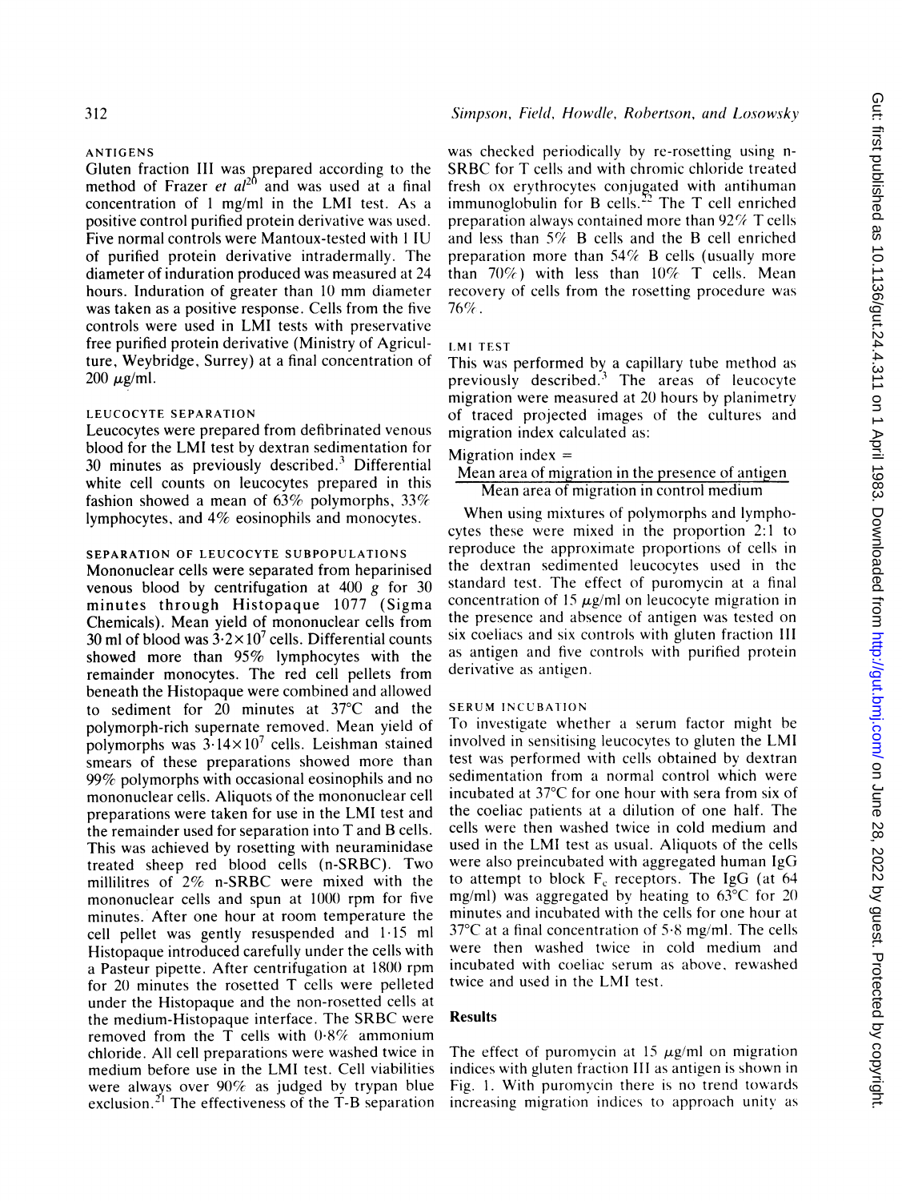### ANTIGENS

Gluten fraction III was prepared according to the method of Frazer *et al*[20] and was used at a final concentration of 1 mg/ml in the LMI test. As a positive control purified protein derivative was used. Five normal controls were Mantoux-tested with 1 IU of purified protein derivative intradermally. The diameter of induration produced was measured at 24 hours. Induration of greater than 10 mm diameter was taken as a positive response. Cells from the five controls were used in LMI tests with preservative free purified protein derivative (Ministry of Agriculture, Weybridge, Surrey) at a final concentration of 200 μg/ml.

### LEUCOCYTE SEPARATION

Leucocytes were prepared from defibrinated venous blood for the LMI test by dextran sedimentation for 30 minutes as previously described.[3] Differential white cell counts on leucocytes prepared in this fashion showed a mean of 63% polymorphs, 33% lymphocytes, and 4% eosinophils and monocytes.

### SEPARATION OF LEUCOCYTE SUBPOPULATIONS

Mononuclear cells were separated from heparinised venous blood by centrifugation at 400 *g* for 30 minutes through Histopaque 1077 (Sigma Chemicals). Mean yield of mononuclear cells from 30 ml of blood was $3 \cdot 2 \times 10^7$ cells. Differential counts showed more than 95% lymphocytes with the remainder monocytes. The red cell pellets from beneath the Histopaque were combined and allowed to sediment for 20 minutes at 37°C and the polymorph-rich supernate removed. Mean yield of polymorphs was $3 \cdot 14 \times 10^7$ cells. Leishman stained smears of these preparations showed more than 99% polymorphs with occasional eosinophils and no mononuclear cells. Aliquots of the mononuclear cell preparations were taken for use in the LMI test and the remainder used for separation into T and B cells. This was achieved by rosetting with neuraminidase treated sheep red blood cells (n-SRBC). Two millilitres of 2% n-SRBC were mixed with the mononuclear cells and spun at 1000 rpm for five minutes. After one hour at room temperature the cell pellet was gently resuspended and 1·15 ml Histopaque introduced carefully under the cells with a Pasteur pipette. After centrifugation at 1800 rpm for 20 minutes the rosetted T cells were pelleted under the Histopaque and the non-rosetted cells at the medium-Histopaque interface. The SRBC were removed from the T cells with 0·8% ammonium chloride. All cell preparations were washed twice in medium before use in the LMI test. Cell viabilities were always over 90% as judged by trypan blue exclusion.[21] The effectiveness of the T-B separation was checked periodically by re-rosetting using n-SRBC for T cells and with chromic chloride treated fresh ox erythrocytes conjugated with antihuman immunoglobulin for B cells.[22] The T cell enriched preparation always contained more than 92% T cells and less than 5% B cells and the B cell enriched preparation more than 54% B cells (usually more than 70%) with less than 10% T cells. Mean recovery of cells from the rosetting procedure was 76%.

### LMI TEST

This was performed by a capillary tube method as previously described.[3] The areas of leucocyte migration were measured at 20 hours by planimetry of traced projected images of the cultures and migration index calculated as:

$$\text{Migration index} = \frac{\text{Mean area of migration in the presence of antigen}}{\text{Mean area of migration in control medium}}$$

When using mixtures of polymorphs and lymphocytes these were mixed in the proportion 2:1 to reproduce the approximate proportions of cells in the dextran sedimented leucocytes used in the standard test. The effect of puromycin at a final concentration of 15 μg/ml on leucocyte migration in the presence and absence of antigen was tested on six coeliacs and six controls with gluten fraction III as antigen and five controls with purified protein derivative as antigen.

### SERUM INCUBATION

To investigate whether a serum factor might be involved in sensitising leucocytes to gluten the LMI test was performed with cells obtained by dextran sedimentation from a normal control which were incubated at 37°C for one hour with sera from six of the coeliac patients at a dilution of one half. The cells were then washed twice in cold medium and used in the LMI test as usual. Aliquots of the cells were also preincubated with aggregated human IgG to attempt to block $F_c$ receptors. The IgG (at 64 mg/ml) was aggregated by heating to 63°C for 20 minutes and incubated with the cells for one hour at 37°C at a final concentration of 5·8 mg/ml. The cells were then washed twice in cold medium and incubated with coeliac serum as above, rewashed twice and used in the LMI test.

## Results

The effect of puromycin at 15 μg/ml on migration indices with gluten fraction III as antigen is shown in Fig. 1. With puromycin there is no trend towards increasing migration indices to approach unity as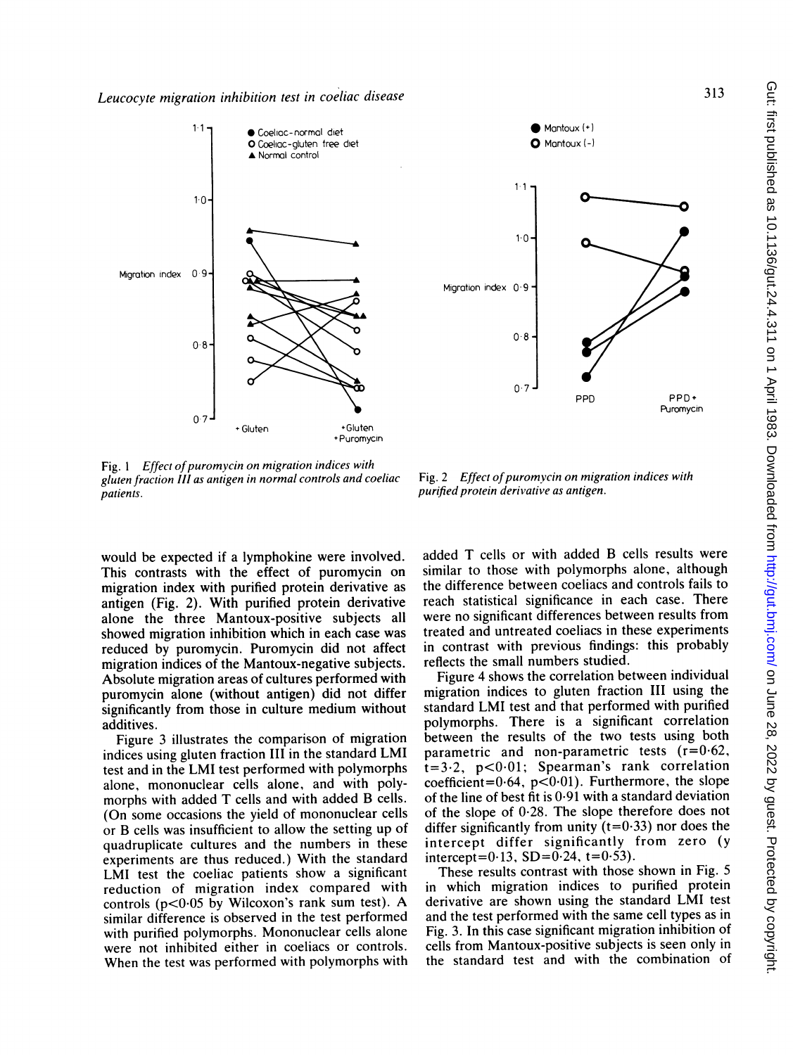Fig. 1 *Effect of puromycin on migration indices with gluten fraction III as antigen in normal controls and coeliac patients.*

Fig. 2 *Effect of puromycin on migration indices with purified protein derivative as antigen.*

would be expected if a lymphokine were involved. This contrasts with the effect of puromycin on migration index with purified protein derivative as antigen (Fig. 2). With purified protein derivative alone the three Mantoux-positive subjects all showed migration inhibition which in each case was reduced by puromycin. Puromycin did not affect migration indices of the Mantoux-negative subjects. Absolute migration areas of cultures performed with puromycin alone (without antigen) did not differ significantly from those in culture medium without additives.

Figure 3 illustrates the comparison of migration indices using gluten fraction III in the standard LMI test and in the LMI test performed with polymorphs alone, mononuclear cells alone, and with polymorphs with added T cells and with added B cells. (On some occasions the yield of mononuclear cells or B cells was insufficient to allow the setting up of quadruplicate cultures and the numbers in these experiments are thus reduced.) With the standard LMI test the coeliac patients show a significant reduction of migration index compared with controls ($p<0.05$ by Wilcoxon's rank sum test). A similar difference is observed in the test performed with purified polymorphs. Mononuclear cells alone were not inhibited either in coeliacs or controls. When the test was performed with polymorphs with added T cells or with added B cells results were similar to those with polymorphs alone, although the difference between coeliacs and controls fails to reach statistical significance in each case. There were no significant differences between results from treated and untreated coeliacs in these experiments in contrast with previous findings: this probably reflects the small numbers studied.

Figure 4 shows the correlation between individual migration indices to gluten fraction III using the standard LMI test and that performed with purified polymorphs. There is a significant correlation between the results of the two tests using both parametric and non-parametric tests ($r=0.62$, $t=3.2$, $p<0.01$; Spearman's rank correlation coefficient$=0.64$, $p<0.01$). Furthermore, the slope of the line of best fit is 0.91 with a standard deviation of the slope of 0.28. The slope therefore does not differ significantly from unity ($t=0.33$) nor does the intercept differ significantly from zero (y intercept$=0.13$, SD$=0.24$, $t=0.53$).

These results contrast with those shown in Fig. 5 in which migration indices to purified protein derivative are shown using the standard LMI test and the test performed with the same cell types as in Fig. 3. In this case significant migration inhibition of cells from Mantoux-positive subjects is seen only in the standard test and with the combination of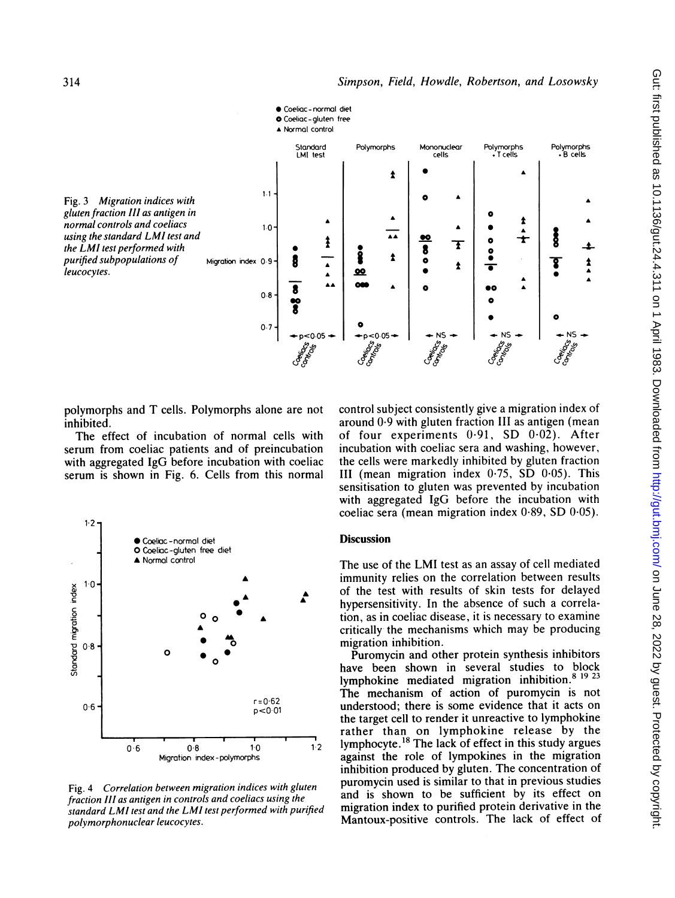Fig. 3 *Migration indices with gluten fraction III as antigen in normal controls and coeliacs using the standard LMI test and the LMI test performed with purified subpopulations of leucocytes.*

polymorphs and T cells. Polymorphs alone are not inhibited.

The effect of incubation of normal cells with serum from coeliac patients and of preincubation with aggregated IgG before incubation with coeliac serum is shown in Fig. 6. Cells from this normal control subject consistently give a migration index of around 0·9 with gluten fraction III as antigen (mean of four experiments 0·91, SD 0·02). After incubation with coeliac sera and washing, however, the cells were markedly inhibited by gluten fraction III (mean migration index 0·75, SD 0·05). This sensitisation to gluten was prevented by incubation with aggregated IgG before the incubation with coeliac sera (mean migration index 0·89, SD 0·05).

Fig. 4 *Correlation between migration indices with gluten fraction III as antigen in controls and coeliacs using the standard LMI test and the LMI test performed with purified polymorphonuclear leucocytes.*

## Discussion

The use of the LMI test as an assay of cell mediated immunity relies on the correlation between results of the test with results of skin tests for delayed hypersensitivity. In the absence of such a correlation, as in coeliac disease, it is necessary to examine critically the mechanisms which may be producing migration inhibition.

Puromycin and other protein synthesis inhibitors have been shown in several studies to block lymphokine mediated migration inhibition.[8 19 23] The mechanism of action of puromycin is not understood; there is some evidence that it acts on the target cell to render it unreactive to lymphokine rather than on lymphokine release by the lymphocyte.[18] The lack of effect in this study argues against the role of lympokines in the migration inhibition produced by gluten. The concentration of puromycin used is similar to that in previous studies and is shown to be sufficient by its effect on migration index to purified protein derivative in the Mantoux-positive controls. The lack of effect of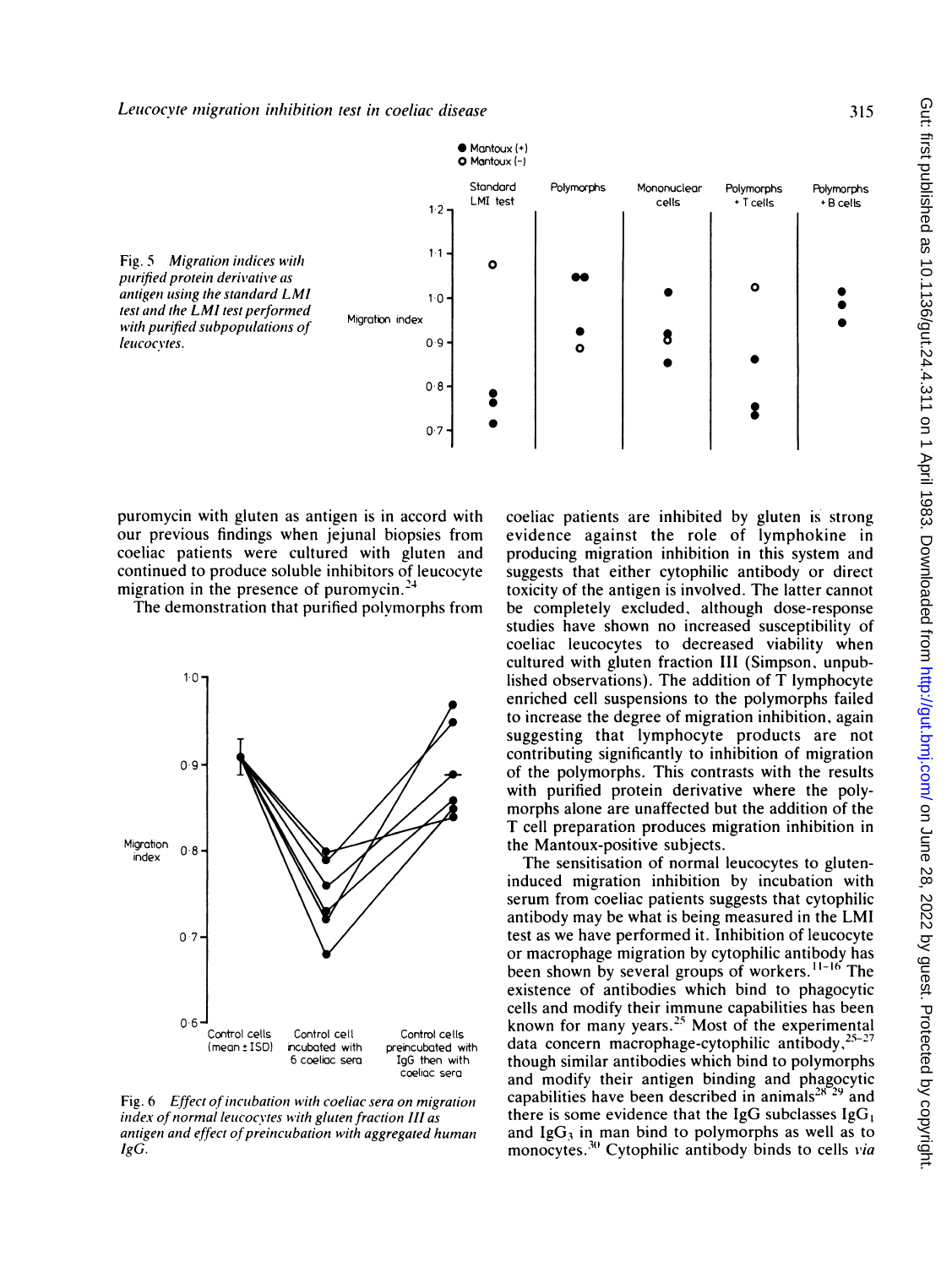Fig. 5 *Migration indices with purified protein derivative as antigen using the standard LMI test and the LMI test performed with purified subpopulations of leucocytes.*

Fig. 6 *Effect of incubation with coeliac sera on migration index of normal leucocytes with gluten fraction III as antigen and effect of preincubation with aggregated human IgG.*

puromycin with gluten as antigen is in accord with our previous findings when jejunal biopsies from coeliac patients were cultured with gluten and continued to produce soluble inhibitors of leucocyte migration in the presence of puromycin.[24]

The demonstration that purified polymorphs from coeliac patients are inhibited by gluten is strong evidence against the role of lymphokine in producing migration inhibition in this system and suggests that either cytophilic antibody or direct toxicity of the antigen is involved. The latter cannot be completely excluded, although dose-response studies have shown no increased susceptibility of coeliac leucocytes to decreased viability when cultured with gluten fraction III (Simpson, unpublished observations). The addition of T lymphocyte enriched cell suspensions to the polymorphs failed to increase the degree of migration inhibition, again suggesting that lymphocyte products are not contributing significantly to inhibition of migration of the polymorphs. This contrasts with the results with purified protein derivative where the polymorphs alone are unaffected but the addition of the T cell preparation produces migration inhibition in the Mantoux-positive subjects.

The sensitisation of normal leucocytes to gluten-induced migration inhibition by incubation with serum from coeliac patients suggests that cytophilic antibody may be what is being measured in the LMI test as we have performed it. Inhibition of leucocyte or macrophage migration by cytophilic antibody has been shown by several groups of workers.[11-16] The existence of antibodies which bind to phagocytic cells and modify their immune capabilities has been known for many years.[25] Most of the experimental data concern macrophage-cytophilic antibody,[25-27] though similar antibodies which bind to polymorphs and modify their antigen binding and phagocytic capabilities have been described in animals[28 29] and there is some evidence that the IgG subclasses $IgG_1$ and $IgG_3$ in man bind to polymorphs as well as to monocytes.[30] Cytophilic antibody binds to cells *via*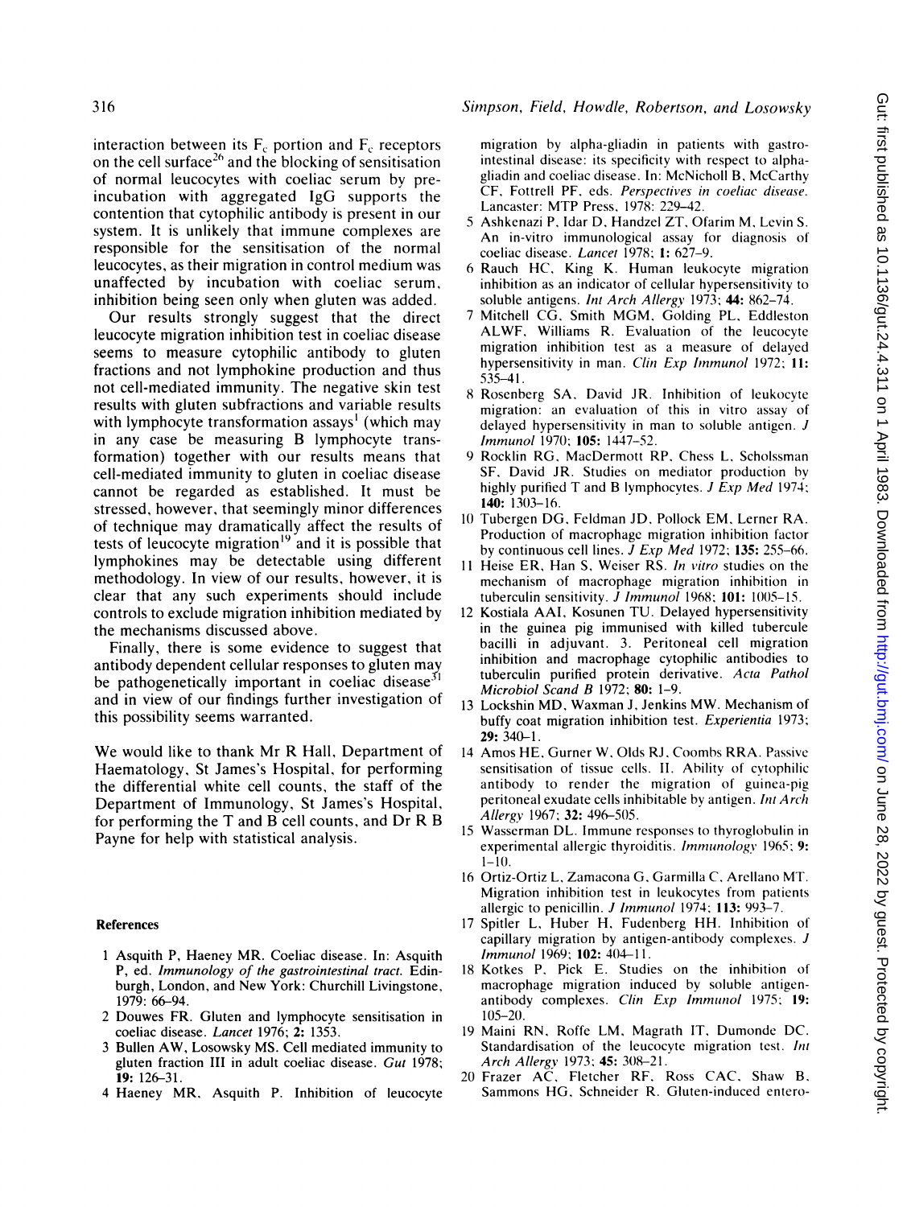interaction between its $F_c$ portion and $F_c$ receptors on the cell surface[26] and the blocking of sensitisation of normal leucocytes with coeliac serum by pre-incubation with aggregated IgG supports the contention that cytophilic antibody is present in our system. It is unlikely that immune complexes are responsible for the sensitisation of the normal leucocytes, as their migration in control medium was unaffected by incubation with coeliac serum, inhibition being seen only when gluten was added.

Our results strongly suggest that the direct leucocyte migration inhibition test in coeliac disease seems to measure cytophilic antibody to gluten fractions and not lymphokine production and thus not cell-mediated immunity. The negative skin test results with gluten subfractions and variable results with lymphocyte transformation assays[1] (which may in any case be measuring B lymphocyte transformation) together with our results means that cell-mediated immunity to gluten in coeliac disease cannot be regarded as established. It must be stressed, however, that seemingly minor differences of technique may dramatically affect the results of tests of leucocyte migration[19] and it is possible that lymphokines may be detectable using different methodology. In view of our results, however, it is clear that any such experiments should include controls to exclude migration inhibition mediated by the mechanisms discussed above.

Finally, there is some evidence to suggest that antibody dependent cellular responses to gluten may be pathogenetically important in coeliac disease[31] and in view of our findings further investigation of this possibility seems warranted.

We would like to thank Mr R Hall, Department of Haematology, St James's Hospital, for performing the differential white cell counts, the staff of the Department of Immunology, St James's Hospital, for performing the T and B cell counts, and Dr R B Payne for help with statistical analysis.

## References

1 Asquith P, Haeney MR. Coeliac disease. In: Asquith P, ed. *Immunology of the gastrointestinal tract.* Edinburgh, London, and New York: Churchill Livingstone, 1979: 66–94.

2 Douwes FR. Gluten and lymphocyte sensitisation in coeliac disease. *Lancet* 1976; **2:** 1353.

3 Bullen AW, Losowsky MS. Cell mediated immunity to gluten fraction III in adult coeliac disease. *Gut* 1978; **19:** 126–31.

4 Haeney MR, Asquith P. Inhibition of leucocyte migration by alpha-gliadin in patients with gastrointestinal disease: its specificity with respect to alpha-gliadin and coeliac disease. In: McNicholl B, McCarthy CF, Fottrell PF, eds. *Perspectives in coeliac disease.* Lancaster: MTP Press, 1978: 229–42.

5 Ashkenazi P, Idar D, Handzel ZT, Ofarim M, Levin S. An in-vitro immunological assay for diagnosis of coeliac disease. *Lancet* 1978; **1:** 627–9.

6 Rauch HC, King K. Human leukocyte migration inhibition as an indicator of cellular hypersensitivity to soluble antigens. *Int Arch Allergy* 1973; **44:** 862–74.

7 Mitchell CG, Smith MGM, Golding PL, Eddleston ALWF, Williams R. Evaluation of the leucocyte migration inhibition test as a measure of delayed hypersensitivity in man. *Clin Exp Immunol* 1972; **11:** 535–41.

8 Rosenberg SA, David JR. Inhibition of leukocyte migration: an evaluation of this in vitro assay of delayed hypersensitivity in man to soluble antigen. *J Immunol* 1970; **105:** 1447–52.

9 Rocklin RG, MacDermott RP, Chess L, Scholssman SF, David JR. Studies on mediator production by highly purified T and B lymphocytes. *J Exp Med* 1974; **140:** 1303–16.

10 Tubergen DG, Feldman JD, Pollock EM, Lerner RA. Production of macrophage migration inhibition factor by continuous cell lines. *J Exp Med* 1972; **135:** 255–66.

11 Heise ER, Han S, Weiser RS. *In vitro* studies on the mechanism of macrophage migration inhibition in tuberculin sensitivity. *J Immunol* 1968; **101:** 1005–15.

12 Kostiala AAI, Kosunen TU. Delayed hypersensitivity in the guinea pig immunised with killed tubercule bacilli in adjuvant. 3. Peritoneal cell migration inhibition and macrophage cytophilic antibodies to tuberculin purified protein derivative. *Acta Pathol Microbiol Scand B* 1972; **80:** 1–9.

13 Lockshin MD, Waxman J, Jenkins MW. Mechanism of buffy coat migration inhibition test. *Experientia* 1973; **29:** 340–1.

14 Amos HE, Gurner W, Olds RJ, Coombs RRA. Passive sensitisation of tissue cells. II. Ability of cytophilic antibody to render the migration of guinea-pig peritoneal exudate cells inhibitable by antigen. *Int Arch Allergy* 1967; **32:** 496–505.

15 Wasserman DL. Immune responses to thyroglobulin in experimental allergic thyroiditis. *Immunology* 1965; **9:** 1–10.

16 Ortiz-Ortiz L, Zamacona G, Garmilla C, Arellano MT. Migration inhibition test in leukocytes from patients allergic to penicillin. *J Immunol* 1974; **113:** 993–7.

17 Spitler L, Huber H, Fudenberg HH. Inhibition of capillary migration by antigen-antibody complexes. *J Immunol* 1969; **102:** 404–11.

18 Kotkes P, Pick E. Studies on the inhibition of macrophage migration induced by soluble antigen-antibody complexes. *Clin Exp Immunol* 1975; **19:** 105–20.

19 Maini RN, Roffe LM, Magrath IT, Dumonde DC. Standardisation of the leucocyte migration test. *Int Arch Allergy* 1973; **45:** 308–21.

20 Frazer AC, Fletcher RF, Ross CAC, Shaw B, Sammons HG, Schneider R. Gluten-induced entero-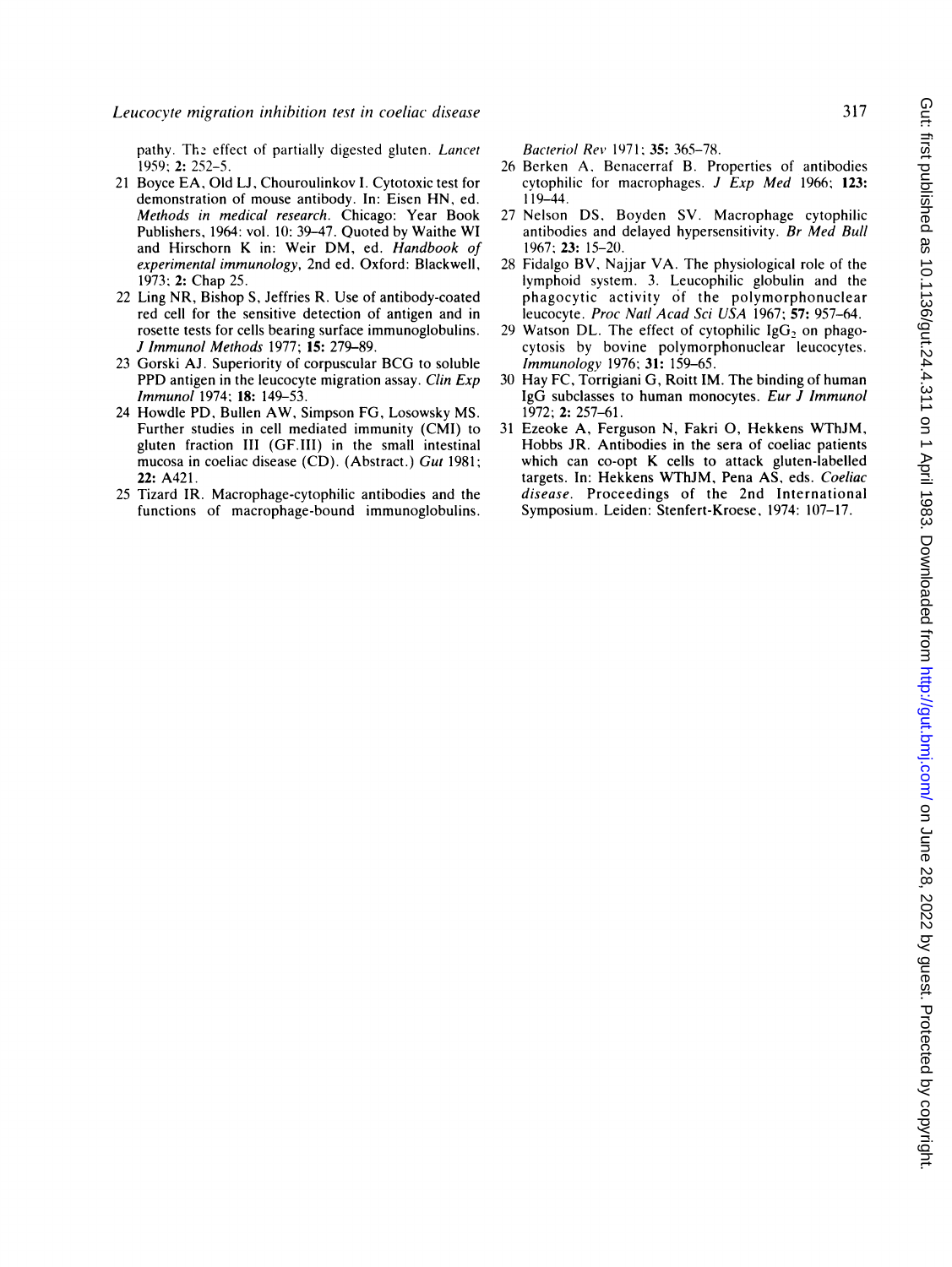pathy. The effect of partially digested gluten. *Lancet* 1959; **2:** 252–5.

21 Boyce EA, Old LJ, Chouroulinkov I. Cytotoxic test for demonstration of mouse antibody. In: Eisen HN, ed. *Methods in medical research*. Chicago: Year Book Publishers, 1964: vol. 10: 39–47. Quoted by Waithe WI and Hirschorn K in: Weir DM, ed. *Handbook of experimental immunology*, 2nd ed. Oxford: Blackwell, 1973; **2:** Chap 25.

22 Ling NR, Bishop S, Jeffries R. Use of antibody-coated red cell for the sensitive detection of antigen and in rosette tests for cells bearing surface immunoglobulins. *J Immunol Methods* 1977; **15:** 279–89.

23 Gorski AJ. Superiority of corpuscular BCG to soluble PPD antigen in the leucocyte migration assay. *Clin Exp Immunol* 1974; **18:** 149–53.

24 Howdle PD, Bullen AW, Simpson FG, Losowsky MS. Further studies in cell mediated immunity (CMI) to gluten fraction III (GF.III) in the small intestinal mucosa in coeliac disease (CD). (Abstract.) *Gut* 1981; **22:** A421.

25 Tizard IR. Macrophage-cytophilic antibodies and the functions of macrophage-bound immunoglobulins. *Bacteriol Rev* 1971; **35:** 365–78.

26 Berken A, Benacerraf B. Properties of antibodies cytophilic for macrophages. *J Exp Med* 1966; **123:** 119–44.

27 Nelson DS, Boyden SV. Macrophage cytophilic antibodies and delayed hypersensitivity. *Br Med Bull* 1967; **23:** 15–20.

28 Fidalgo BV, Najjar VA. The physiological role of the lymphoid system. 3. Leucophilic globulin and the phagocytic activity of the polymorphonuclear leucocyte. *Proc Natl Acad Sci USA* 1967; **57:** 957–64.

29 Watson DL. The effect of cytophilic $IgG_2$ on phagocytosis by bovine polymorphonuclear leucocytes. *Immunology* 1976; **31:** 159–65.

30 Hay FC, Torrigiani G, Roitt IM. The binding of human IgG subclasses to human monocytes. *Eur J Immunol* 1972; **2:** 257–61.

31 Ezeoke A, Ferguson N, Fakri O, Hekkens WThJM, Hobbs JR. Antibodies in the sera of coeliac patients which can co-opt K cells to attack gluten-labelled targets. In: Hekkens WThJM, Pena AS, eds. *Coeliac disease*. Proceedings of the 2nd International Symposium. Leiden: Stenfert-Kroese, 1974: 107–17.